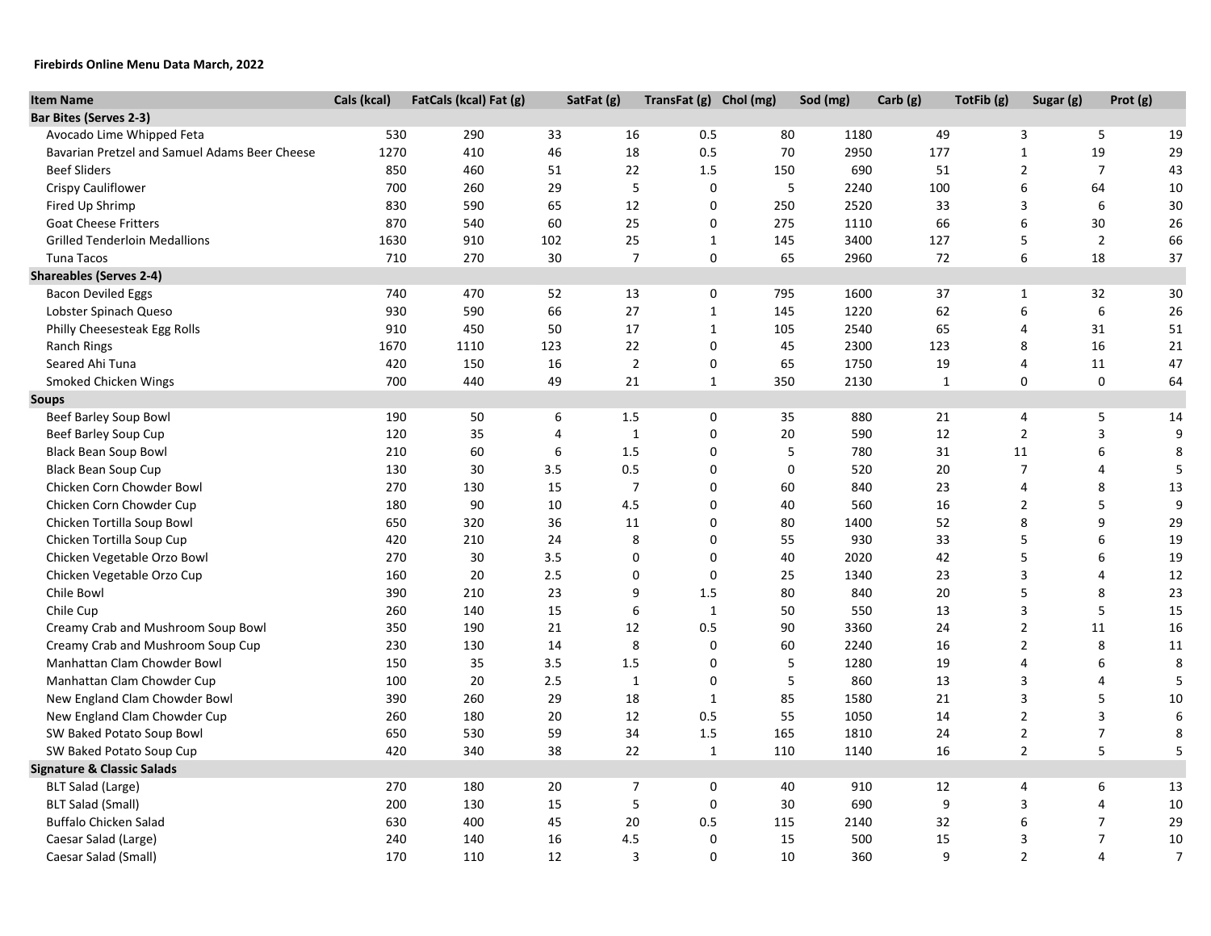**Firebirds Online Menu Data March, 2022**

| Item Name | Cals (kcal) | FatCals (kcal) | Fat (g) | SatFat (g) | TransFat (g) | Chol (mg) | Sod (mg) | Carb (g) | TotFib (g) | Sugar (g) | Prot (g) |
|---|---|---|---|---|---|---|---|---|---|---|---|
| **Bar Bites (Serves 2-3)** | | | | | | | | | | | |
| Avocado Lime Whipped Feta | 530 | 290 | 33 | 16 | 0.5 | 80 | 1180 | 49 | 3 | 5 | 19 |
| Bavarian Pretzel and Samuel Adams Beer Cheese | 1270 | 410 | 46 | 18 | 0.5 | 70 | 2950 | 177 | 1 | 19 | 29 |
| Beef Sliders | 850 | 460 | 51 | 22 | 1.5 | 150 | 690 | 51 | 2 | 7 | 43 |
| Crispy Cauliflower | 700 | 260 | 29 | 5 | 0 | 5 | 2240 | 100 | 6 | 64 | 10 |
| Fired Up Shrimp | 830 | 590 | 65 | 12 | 0 | 250 | 2520 | 33 | 3 | 6 | 30 |
| Goat Cheese Fritters | 870 | 540 | 60 | 25 | 0 | 275 | 1110 | 66 | 6 | 30 | 26 |
| Grilled Tenderloin Medallions | 1630 | 910 | 102 | 25 | 1 | 145 | 3400 | 127 | 5 | 2 | 66 |
| Tuna Tacos | 710 | 270 | 30 | 7 | 0 | 65 | 2960 | 72 | 6 | 18 | 37 |
| **Shareables (Serves 2-4)** | | | | | | | | | | | |
| Bacon Deviled Eggs | 740 | 470 | 52 | 13 | 0 | 795 | 1600 | 37 | 1 | 32 | 30 |
| Lobster Spinach Queso | 930 | 590 | 66 | 27 | 1 | 145 | 1220 | 62 | 6 | 6 | 26 |
| Philly Cheesesteak Egg Rolls | 910 | 450 | 50 | 17 | 1 | 105 | 2540 | 65 | 4 | 31 | 51 |
| Ranch Rings | 1670 | 1110 | 123 | 22 | 0 | 45 | 2300 | 123 | 8 | 16 | 21 |
| Seared Ahi Tuna | 420 | 150 | 16 | 2 | 0 | 65 | 1750 | 19 | 4 | 11 | 47 |
| Smoked Chicken Wings | 700 | 440 | 49 | 21 | 1 | 350 | 2130 | 1 | 0 | 0 | 64 |
| **Soups** | | | | | | | | | | | |
| Beef Barley Soup Bowl | 190 | 50 | 6 | 1.5 | 0 | 35 | 880 | 21 | 4 | 5 | 14 |
| Beef Barley Soup Cup | 120 | 35 | 4 | 1 | 0 | 20 | 590 | 12 | 2 | 3 | 9 |
| Black Bean Soup Bowl | 210 | 60 | 6 | 1.5 | 0 | 5 | 780 | 31 | 11 | 6 | 8 |
| Black Bean Soup Cup | 130 | 30 | 3.5 | 0.5 | 0 | 0 | 520 | 20 | 7 | 4 | 5 |
| Chicken Corn Chowder Bowl | 270 | 130 | 15 | 7 | 0 | 60 | 840 | 23 | 4 | 8 | 13 |
| Chicken Corn Chowder Cup | 180 | 90 | 10 | 4.5 | 0 | 40 | 560 | 16 | 2 | 5 | 9 |
| Chicken Tortilla Soup Bowl | 650 | 320 | 36 | 11 | 0 | 80 | 1400 | 52 | 8 | 9 | 29 |
| Chicken Tortilla Soup Cup | 420 | 210 | 24 | 8 | 0 | 55 | 930 | 33 | 5 | 6 | 19 |
| Chicken Vegetable Orzo Bowl | 270 | 30 | 3.5 | 0 | 0 | 40 | 2020 | 42 | 5 | 6 | 19 |
| Chicken Vegetable Orzo Cup | 160 | 20 | 2.5 | 0 | 0 | 25 | 1340 | 23 | 3 | 4 | 12 |
| Chile Bowl | 390 | 210 | 23 | 9 | 1.5 | 80 | 840 | 20 | 5 | 8 | 23 |
| Chile Cup | 260 | 140 | 15 | 6 | 1 | 50 | 550 | 13 | 3 | 5 | 15 |
| Creamy Crab and Mushroom Soup Bowl | 350 | 190 | 21 | 12 | 0.5 | 90 | 3360 | 24 | 2 | 11 | 16 |
| Creamy Crab and Mushroom Soup Cup | 230 | 130 | 14 | 8 | 0 | 60 | 2240 | 16 | 2 | 8 | 11 |
| Manhattan Clam Chowder Bowl | 150 | 35 | 3.5 | 1.5 | 0 | 5 | 1280 | 19 | 4 | 6 | 8 |
| Manhattan Clam Chowder Cup | 100 | 20 | 2.5 | 1 | 0 | 5 | 860 | 13 | 3 | 4 | 5 |
| New England Clam Chowder Bowl | 390 | 260 | 29 | 18 | 1 | 85 | 1580 | 21 | 3 | 5 | 10 |
| New England Clam Chowder Cup | 260 | 180 | 20 | 12 | 0.5 | 55 | 1050 | 14 | 2 | 3 | 6 |
| SW Baked Potato Soup Bowl | 650 | 530 | 59 | 34 | 1.5 | 165 | 1810 | 24 | 2 | 7 | 8 |
| SW Baked Potato Soup Cup | 420 | 340 | 38 | 22 | 1 | 110 | 1140 | 16 | 2 | 5 | 5 |
| **Signature & Classic Salads** | | | | | | | | | | | |
| BLT Salad (Large) | 270 | 180 | 20 | 7 | 0 | 40 | 910 | 12 | 4 | 6 | 13 |
| BLT Salad (Small) | 200 | 130 | 15 | 5 | 0 | 30 | 690 | 9 | 3 | 4 | 10 |
| Buffalo Chicken Salad | 630 | 400 | 45 | 20 | 0.5 | 115 | 2140 | 32 | 6 | 7 | 29 |
| Caesar Salad (Large) | 240 | 140 | 16 | 4.5 | 0 | 15 | 500 | 15 | 3 | 7 | 10 |
| Caesar Salad (Small) | 170 | 110 | 12 | 3 | 0 | 10 | 360 | 9 | 2 | 4 | 7 |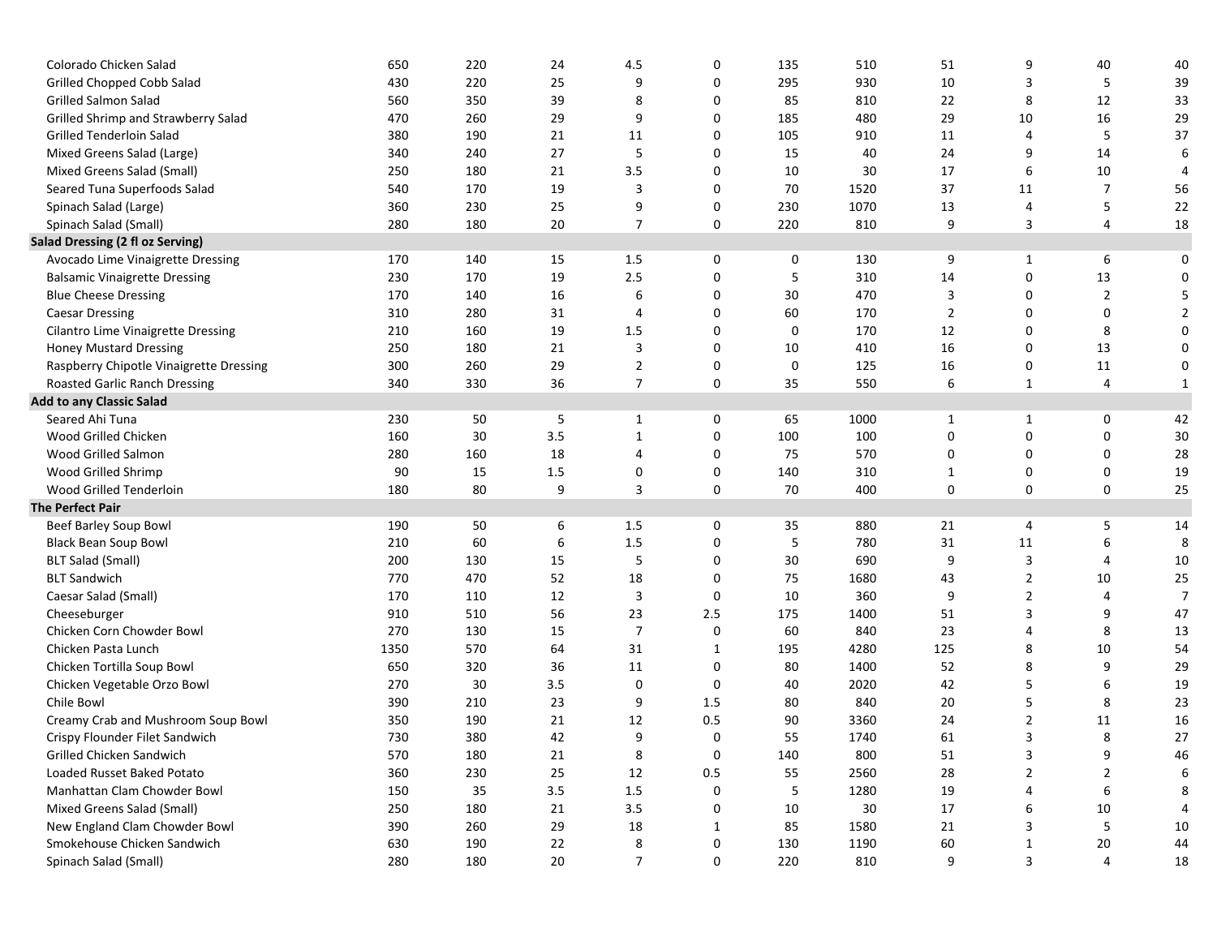| | | | | | | | | | | | |
|---|---|---|---|---|---|---|---|---|---|---|---|
| Colorado Chicken Salad | 650 | 220 | 24 | 4.5 | 0 | 135 | 510 | 51 | 9 | 40 | 40 |
| Grilled Chopped Cobb Salad | 430 | 220 | 25 | 9 | 0 | 295 | 930 | 10 | 3 | 5 | 39 |
| Grilled Salmon Salad | 560 | 350 | 39 | 8 | 0 | 85 | 810 | 22 | 8 | 12 | 33 |
| Grilled Shrimp and Strawberry Salad | 470 | 260 | 29 | 9 | 0 | 185 | 480 | 29 | 10 | 16 | 29 |
| Grilled Tenderloin Salad | 380 | 190 | 21 | 11 | 0 | 105 | 910 | 11 | 4 | 5 | 37 |
| Mixed Greens Salad (Large) | 340 | 240 | 27 | 5 | 0 | 15 | 40 | 24 | 9 | 14 | 6 |
| Mixed Greens Salad (Small) | 250 | 180 | 21 | 3.5 | 0 | 10 | 30 | 17 | 6 | 10 | 4 |
| Seared Tuna Superfoods Salad | 540 | 170 | 19 | 3 | 0 | 70 | 1520 | 37 | 11 | 7 | 56 |
| Spinach Salad (Large) | 360 | 230 | 25 | 9 | 0 | 230 | 1070 | 13 | 4 | 5 | 22 |
| Spinach Salad (Small) | 280 | 180 | 20 | 7 | 0 | 220 | 810 | 9 | 3 | 4 | 18 |
| **Salad Dressing (2 fl oz Serving)** | | | | | | | | | | | |
| Avocado Lime Vinaigrette Dressing | 170 | 140 | 15 | 1.5 | 0 | 0 | 130 | 9 | 1 | 6 | 0 |
| Balsamic Vinaigrette Dressing | 230 | 170 | 19 | 2.5 | 0 | 5 | 310 | 14 | 0 | 13 | 0 |
| Blue Cheese Dressing | 170 | 140 | 16 | 6 | 0 | 30 | 470 | 3 | 0 | 2 | 5 |
| Caesar Dressing | 310 | 280 | 31 | 4 | 0 | 60 | 170 | 2 | 0 | 0 | 2 |
| Cilantro Lime Vinaigrette Dressing | 210 | 160 | 19 | 1.5 | 0 | 0 | 170 | 12 | 0 | 8 | 0 |
| Honey Mustard Dressing | 250 | 180 | 21 | 3 | 0 | 10 | 410 | 16 | 0 | 13 | 0 |
| Raspberry Chipotle Vinaigrette Dressing | 300 | 260 | 29 | 2 | 0 | 0 | 125 | 16 | 0 | 11 | 0 |
| Roasted Garlic Ranch Dressing | 340 | 330 | 36 | 7 | 0 | 35 | 550 | 6 | 1 | 4 | 1 |
| **Add to any Classic Salad** | | | | | | | | | | | |
| Seared Ahi Tuna | 230 | 50 | 5 | 1 | 0 | 65 | 1000 | 1 | 1 | 0 | 42 |
| Wood Grilled Chicken | 160 | 30 | 3.5 | 1 | 0 | 100 | 100 | 0 | 0 | 0 | 30 |
| Wood Grilled Salmon | 280 | 160 | 18 | 4 | 0 | 75 | 570 | 0 | 0 | 0 | 28 |
| Wood Grilled Shrimp | 90 | 15 | 1.5 | 0 | 0 | 140 | 310 | 1 | 0 | 0 | 19 |
| Wood Grilled Tenderloin | 180 | 80 | 9 | 3 | 0 | 70 | 400 | 0 | 0 | 0 | 25 |
| **The Perfect Pair** | | | | | | | | | | | |
| Beef Barley Soup Bowl | 190 | 50 | 6 | 1.5 | 0 | 35 | 880 | 21 | 4 | 5 | 14 |
| Black Bean Soup Bowl | 210 | 60 | 6 | 1.5 | 0 | 5 | 780 | 31 | 11 | 6 | 8 |
| BLT Salad (Small) | 200 | 130 | 15 | 5 | 0 | 30 | 690 | 9 | 3 | 4 | 10 |
| BLT Sandwich | 770 | 470 | 52 | 18 | 0 | 75 | 1680 | 43 | 2 | 10 | 25 |
| Caesar Salad (Small) | 170 | 110 | 12 | 3 | 0 | 10 | 360 | 9 | 2 | 4 | 7 |
| Cheeseburger | 910 | 510 | 56 | 23 | 2.5 | 175 | 1400 | 51 | 3 | 9 | 47 |
| Chicken Corn Chowder Bowl | 270 | 130 | 15 | 7 | 0 | 60 | 840 | 23 | 4 | 8 | 13 |
| Chicken Pasta Lunch | 1350 | 570 | 64 | 31 | 1 | 195 | 4280 | 125 | 8 | 10 | 54 |
| Chicken Tortilla Soup Bowl | 650 | 320 | 36 | 11 | 0 | 80 | 1400 | 52 | 8 | 9 | 29 |
| Chicken Vegetable Orzo Bowl | 270 | 30 | 3.5 | 0 | 0 | 40 | 2020 | 42 | 5 | 6 | 19 |
| Chile Bowl | 390 | 210 | 23 | 9 | 1.5 | 80 | 840 | 20 | 5 | 8 | 23 |
| Creamy Crab and Mushroom Soup Bowl | 350 | 190 | 21 | 12 | 0.5 | 90 | 3360 | 24 | 2 | 11 | 16 |
| Crispy Flounder Filet Sandwich | 730 | 380 | 42 | 9 | 0 | 55 | 1740 | 61 | 3 | 8 | 27 |
| Grilled Chicken Sandwich | 570 | 180 | 21 | 8 | 0 | 140 | 800 | 51 | 3 | 9 | 46 |
| Loaded Russet Baked Potato | 360 | 230 | 25 | 12 | 0.5 | 55 | 2560 | 28 | 2 | 2 | 6 |
| Manhattan Clam Chowder Bowl | 150 | 35 | 3.5 | 1.5 | 0 | 5 | 1280 | 19 | 4 | 6 | 8 |
| Mixed Greens Salad (Small) | 250 | 180 | 21 | 3.5 | 0 | 10 | 30 | 17 | 6 | 10 | 4 |
| New England Clam Chowder Bowl | 390 | 260 | 29 | 18 | 1 | 85 | 1580 | 21 | 3 | 5 | 10 |
| Smokehouse Chicken Sandwich | 630 | 190 | 22 | 8 | 0 | 130 | 1190 | 60 | 1 | 20 | 44 |
| Spinach Salad (Small) | 280 | 180 | 20 | 7 | 0 | 220 | 810 | 9 | 3 | 4 | 18 |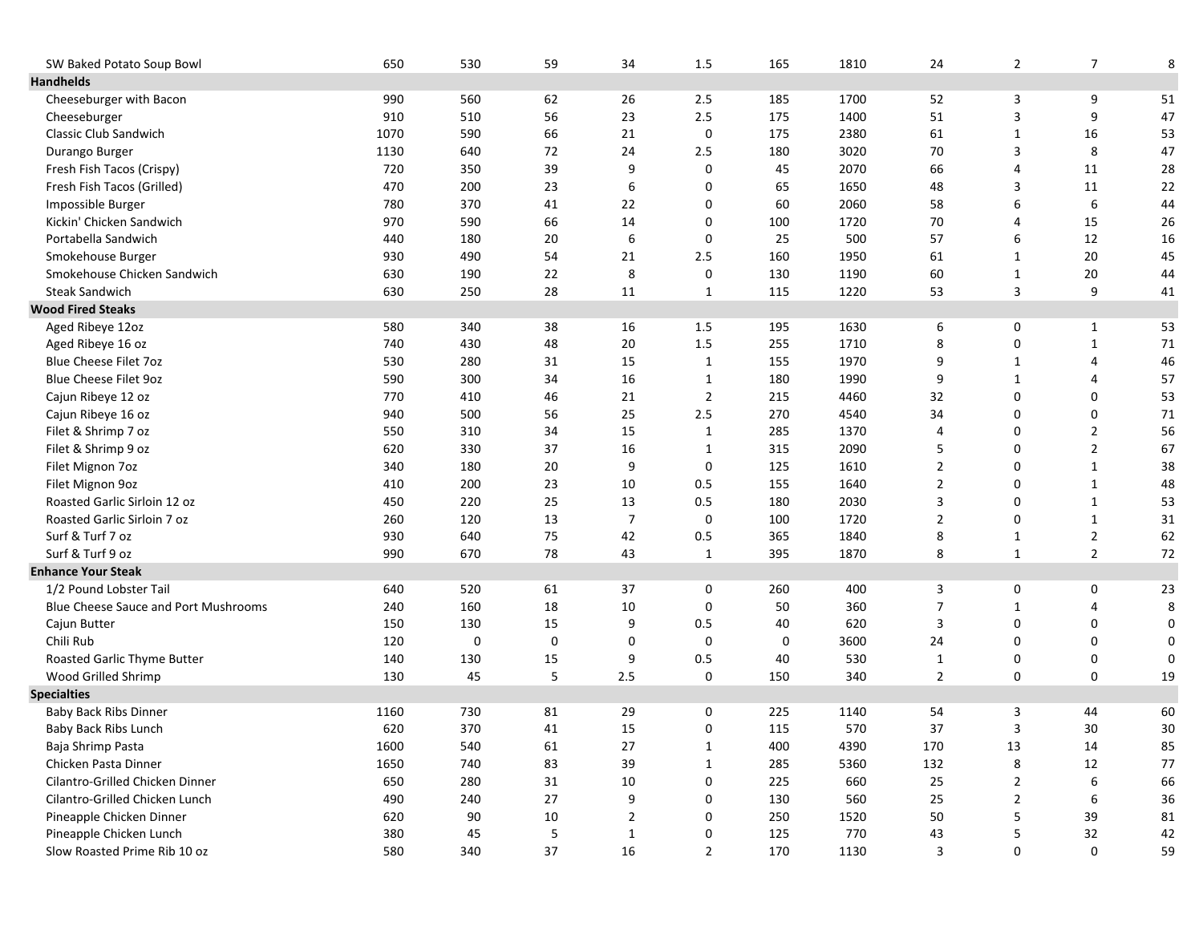| | | | | | | | | | | | |
|---|---|---|---|---|---|---|---|---|---|---|---|
| SW Baked Potato Soup Bowl | 650 | 530 | 59 | 34 | 1.5 | 165 | 1810 | 24 | 2 | 7 | 8 |
| **Handhelds** | | | | | | | | | | | |
| Cheeseburger with Bacon | 990 | 560 | 62 | 26 | 2.5 | 185 | 1700 | 52 | 3 | 9 | 51 |
| Cheeseburger | 910 | 510 | 56 | 23 | 2.5 | 175 | 1400 | 51 | 3 | 9 | 47 |
| Classic Club Sandwich | 1070 | 590 | 66 | 21 | 0 | 175 | 2380 | 61 | 1 | 16 | 53 |
| Durango Burger | 1130 | 640 | 72 | 24 | 2.5 | 180 | 3020 | 70 | 3 | 8 | 47 |
| Fresh Fish Tacos (Crispy) | 720 | 350 | 39 | 9 | 0 | 45 | 2070 | 66 | 4 | 11 | 28 |
| Fresh Fish Tacos (Grilled) | 470 | 200 | 23 | 6 | 0 | 65 | 1650 | 48 | 3 | 11 | 22 |
| Impossible Burger | 780 | 370 | 41 | 22 | 0 | 60 | 2060 | 58 | 6 | 6 | 44 |
| Kickin' Chicken Sandwich | 970 | 590 | 66 | 14 | 0 | 100 | 1720 | 70 | 4 | 15 | 26 |
| Portabella Sandwich | 440 | 180 | 20 | 6 | 0 | 25 | 500 | 57 | 6 | 12 | 16 |
| Smokehouse Burger | 930 | 490 | 54 | 21 | 2.5 | 160 | 1950 | 61 | 1 | 20 | 45 |
| Smokehouse Chicken Sandwich | 630 | 190 | 22 | 8 | 0 | 130 | 1190 | 60 | 1 | 20 | 44 |
| Steak Sandwich | 630 | 250 | 28 | 11 | 1 | 115 | 1220 | 53 | 3 | 9 | 41 |
| **Wood Fired Steaks** | | | | | | | | | | | |
| Aged Ribeye 12oz | 580 | 340 | 38 | 16 | 1.5 | 195 | 1630 | 6 | 0 | 1 | 53 |
| Aged Ribeye 16 oz | 740 | 430 | 48 | 20 | 1.5 | 255 | 1710 | 8 | 0 | 1 | 71 |
| Blue Cheese Filet 7oz | 530 | 280 | 31 | 15 | 1 | 155 | 1970 | 9 | 1 | 4 | 46 |
| Blue Cheese Filet 9oz | 590 | 300 | 34 | 16 | 1 | 180 | 1990 | 9 | 1 | 4 | 57 |
| Cajun Ribeye 12 oz | 770 | 410 | 46 | 21 | 2 | 215 | 4460 | 32 | 0 | 0 | 53 |
| Cajun Ribeye 16 oz | 940 | 500 | 56 | 25 | 2.5 | 270 | 4540 | 34 | 0 | 0 | 71 |
| Filet & Shrimp 7 oz | 550 | 310 | 34 | 15 | 1 | 285 | 1370 | 4 | 0 | 2 | 56 |
| Filet & Shrimp 9 oz | 620 | 330 | 37 | 16 | 1 | 315 | 2090 | 5 | 0 | 2 | 67 |
| Filet Mignon 7oz | 340 | 180 | 20 | 9 | 0 | 125 | 1610 | 2 | 0 | 1 | 38 |
| Filet Mignon 9oz | 410 | 200 | 23 | 10 | 0.5 | 155 | 1640 | 2 | 0 | 1 | 48 |
| Roasted Garlic Sirloin 12 oz | 450 | 220 | 25 | 13 | 0.5 | 180 | 2030 | 3 | 0 | 1 | 53 |
| Roasted Garlic Sirloin 7 oz | 260 | 120 | 13 | 7 | 0 | 100 | 1720 | 2 | 0 | 1 | 31 |
| Surf & Turf 7 oz | 930 | 640 | 75 | 42 | 0.5 | 365 | 1840 | 8 | 1 | 2 | 62 |
| Surf & Turf 9 oz | 990 | 670 | 78 | 43 | 1 | 395 | 1870 | 8 | 1 | 2 | 72 |
| **Enhance Your Steak** | | | | | | | | | | | |
| 1/2 Pound Lobster Tail | 640 | 520 | 61 | 37 | 0 | 260 | 400 | 3 | 0 | 0 | 23 |
| Blue Cheese Sauce and Port Mushrooms | 240 | 160 | 18 | 10 | 0 | 50 | 360 | 7 | 1 | 4 | 8 |
| Cajun Butter | 150 | 130 | 15 | 9 | 0.5 | 40 | 620 | 3 | 0 | 0 | 0 |
| Chili Rub | 120 | 0 | 0 | 0 | 0 | 0 | 3600 | 24 | 0 | 0 | 0 |
| Roasted Garlic Thyme Butter | 140 | 130 | 15 | 9 | 0.5 | 40 | 530 | 1 | 0 | 0 | 0 |
| Wood Grilled Shrimp | 130 | 45 | 5 | 2.5 | 0 | 150 | 340 | 2 | 0 | 0 | 19 |
| **Specialties** | | | | | | | | | | | |
| Baby Back Ribs Dinner | 1160 | 730 | 81 | 29 | 0 | 225 | 1140 | 54 | 3 | 44 | 60 |
| Baby Back Ribs Lunch | 620 | 370 | 41 | 15 | 0 | 115 | 570 | 37 | 3 | 30 | 30 |
| Baja Shrimp Pasta | 1600 | 540 | 61 | 27 | 1 | 400 | 4390 | 170 | 13 | 14 | 85 |
| Chicken Pasta Dinner | 1650 | 740 | 83 | 39 | 1 | 285 | 5360 | 132 | 8 | 12 | 77 |
| Cilantro-Grilled Chicken Dinner | 650 | 280 | 31 | 10 | 0 | 225 | 660 | 25 | 2 | 6 | 66 |
| Cilantro-Grilled Chicken Lunch | 490 | 240 | 27 | 9 | 0 | 130 | 560 | 25 | 2 | 6 | 36 |
| Pineapple Chicken Dinner | 620 | 90 | 10 | 2 | 0 | 250 | 1520 | 50 | 5 | 39 | 81 |
| Pineapple Chicken Lunch | 380 | 45 | 5 | 1 | 0 | 125 | 770 | 43 | 5 | 32 | 42 |
| Slow Roasted Prime Rib 10 oz | 580 | 340 | 37 | 16 | 2 | 170 | 1130 | 3 | 0 | 0 | 59 |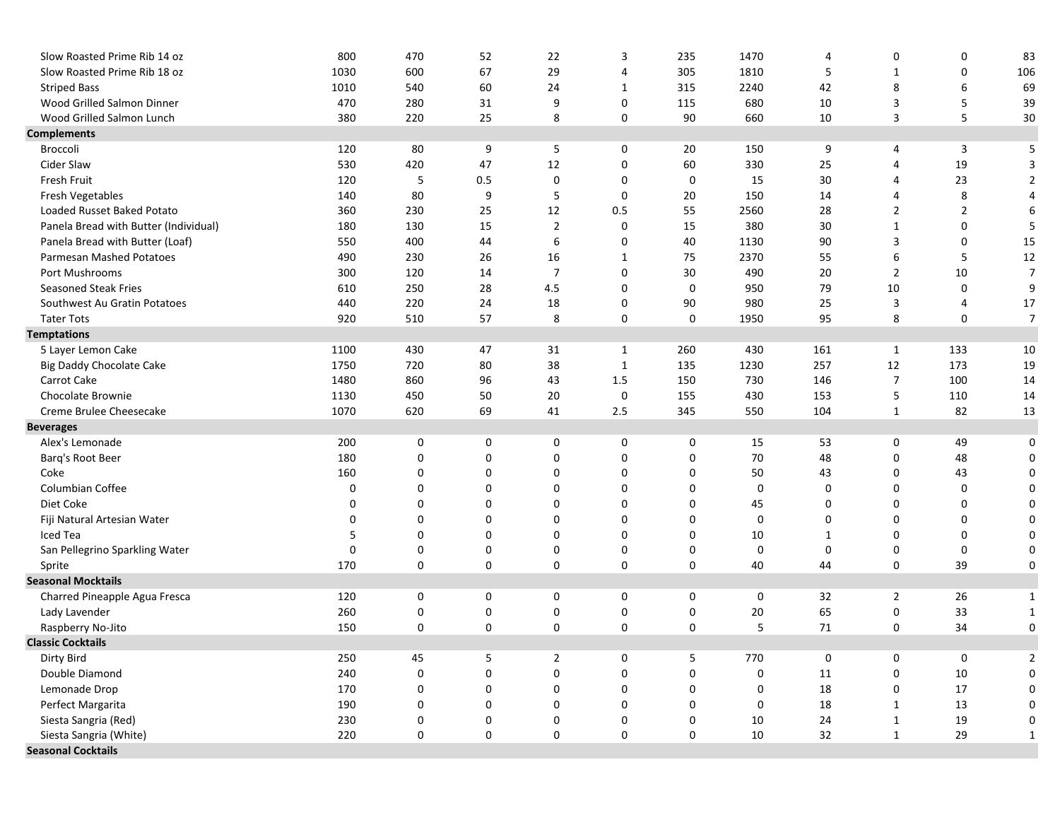| | | | | | | | | | | | |
|---|---|---|---|---|---|---|---|---|---|---|---|
| Slow Roasted Prime Rib 14 oz | 800 | 470 | 52 | 22 | 3 | 235 | 1470 | 4 | 0 | 0 | 83 |
| Slow Roasted Prime Rib 18 oz | 1030 | 600 | 67 | 29 | 4 | 305 | 1810 | 5 | 1 | 0 | 106 |
| Striped Bass | 1010 | 540 | 60 | 24 | 1 | 315 | 2240 | 42 | 8 | 6 | 69 |
| Wood Grilled Salmon Dinner | 470 | 280 | 31 | 9 | 0 | 115 | 680 | 10 | 3 | 5 | 39 |
| Wood Grilled Salmon Lunch | 380 | 220 | 25 | 8 | 0 | 90 | 660 | 10 | 3 | 5 | 30 |
| **Complements** | | | | | | | | | | | |
| Broccoli | 120 | 80 | 9 | 5 | 0 | 20 | 150 | 9 | 4 | 3 | 5 |
| Cider Slaw | 530 | 420 | 47 | 12 | 0 | 60 | 330 | 25 | 4 | 19 | 3 |
| Fresh Fruit | 120 | 5 | 0.5 | 0 | 0 | 0 | 15 | 30 | 4 | 23 | 2 |
| Fresh Vegetables | 140 | 80 | 9 | 5 | 0 | 20 | 150 | 14 | 4 | 8 | 4 |
| Loaded Russet Baked Potato | 360 | 230 | 25 | 12 | 0.5 | 55 | 2560 | 28 | 2 | 2 | 6 |
| Panela Bread with Butter (Individual) | 180 | 130 | 15 | 2 | 0 | 15 | 380 | 30 | 1 | 0 | 5 |
| Panela Bread with Butter (Loaf) | 550 | 400 | 44 | 6 | 0 | 40 | 1130 | 90 | 3 | 0 | 15 |
| Parmesan Mashed Potatoes | 490 | 230 | 26 | 16 | 1 | 75 | 2370 | 55 | 6 | 5 | 12 |
| Port Mushrooms | 300 | 120 | 14 | 7 | 0 | 30 | 490 | 20 | 2 | 10 | 7 |
| Seasoned Steak Fries | 610 | 250 | 28 | 4.5 | 0 | 0 | 950 | 79 | 10 | 0 | 9 |
| Southwest Au Gratin Potatoes | 440 | 220 | 24 | 18 | 0 | 90 | 980 | 25 | 3 | 4 | 17 |
| Tater Tots | 920 | 510 | 57 | 8 | 0 | 0 | 1950 | 95 | 8 | 0 | 7 |
| **Temptations** | | | | | | | | | | | |
| 5 Layer Lemon Cake | 1100 | 430 | 47 | 31 | 1 | 260 | 430 | 161 | 1 | 133 | 10 |
| Big Daddy Chocolate Cake | 1750 | 720 | 80 | 38 | 1 | 135 | 1230 | 257 | 12 | 173 | 19 |
| Carrot Cake | 1480 | 860 | 96 | 43 | 1.5 | 150 | 730 | 146 | 7 | 100 | 14 |
| Chocolate Brownie | 1130 | 450 | 50 | 20 | 0 | 155 | 430 | 153 | 5 | 110 | 14 |
| Creme Brulee Cheesecake | 1070 | 620 | 69 | 41 | 2.5 | 345 | 550 | 104 | 1 | 82 | 13 |
| **Beverages** | | | | | | | | | | | |
| Alex's Lemonade | 200 | 0 | 0 | 0 | 0 | 0 | 15 | 53 | 0 | 49 | 0 |
| Barq's Root Beer | 180 | 0 | 0 | 0 | 0 | 0 | 70 | 48 | 0 | 48 | 0 |
| Coke | 160 | 0 | 0 | 0 | 0 | 0 | 50 | 43 | 0 | 43 | 0 |
| Columbian Coffee | 0 | 0 | 0 | 0 | 0 | 0 | 0 | 0 | 0 | 0 | 0 |
| Diet Coke | 0 | 0 | 0 | 0 | 0 | 0 | 45 | 0 | 0 | 0 | 0 |
| Fiji Natural Artesian Water | 0 | 0 | 0 | 0 | 0 | 0 | 0 | 0 | 0 | 0 | 0 |
| Iced Tea | 5 | 0 | 0 | 0 | 0 | 0 | 10 | 1 | 0 | 0 | 0 |
| San Pellegrino Sparkling Water | 0 | 0 | 0 | 0 | 0 | 0 | 0 | 0 | 0 | 0 | 0 |
| Sprite | 170 | 0 | 0 | 0 | 0 | 0 | 40 | 44 | 0 | 39 | 0 |
| **Seasonal Mocktails** | | | | | | | | | | | |
| Charred Pineapple Agua Fresca | 120 | 0 | 0 | 0 | 0 | 0 | 0 | 32 | 2 | 26 | 1 |
| Lady Lavender | 260 | 0 | 0 | 0 | 0 | 0 | 20 | 65 | 0 | 33 | 1 |
| Raspberry No-Jito | 150 | 0 | 0 | 0 | 0 | 0 | 5 | 71 | 0 | 34 | 0 |
| **Classic Cocktails** | | | | | | | | | | | |
| Dirty Bird | 250 | 45 | 5 | 2 | 0 | 5 | 770 | 0 | 0 | 0 | 2 |
| Double Diamond | 240 | 0 | 0 | 0 | 0 | 0 | 0 | 11 | 0 | 10 | 0 |
| Lemonade Drop | 170 | 0 | 0 | 0 | 0 | 0 | 0 | 18 | 0 | 17 | 0 |
| Perfect Margarita | 190 | 0 | 0 | 0 | 0 | 0 | 0 | 18 | 1 | 13 | 0 |
| Siesta Sangria (Red) | 230 | 0 | 0 | 0 | 0 | 0 | 10 | 24 | 1 | 19 | 0 |
| Siesta Sangria (White) | 220 | 0 | 0 | 0 | 0 | 0 | 10 | 32 | 1 | 29 | 1 |
| **Seasonal Cocktails** | | | | | | | | | | | |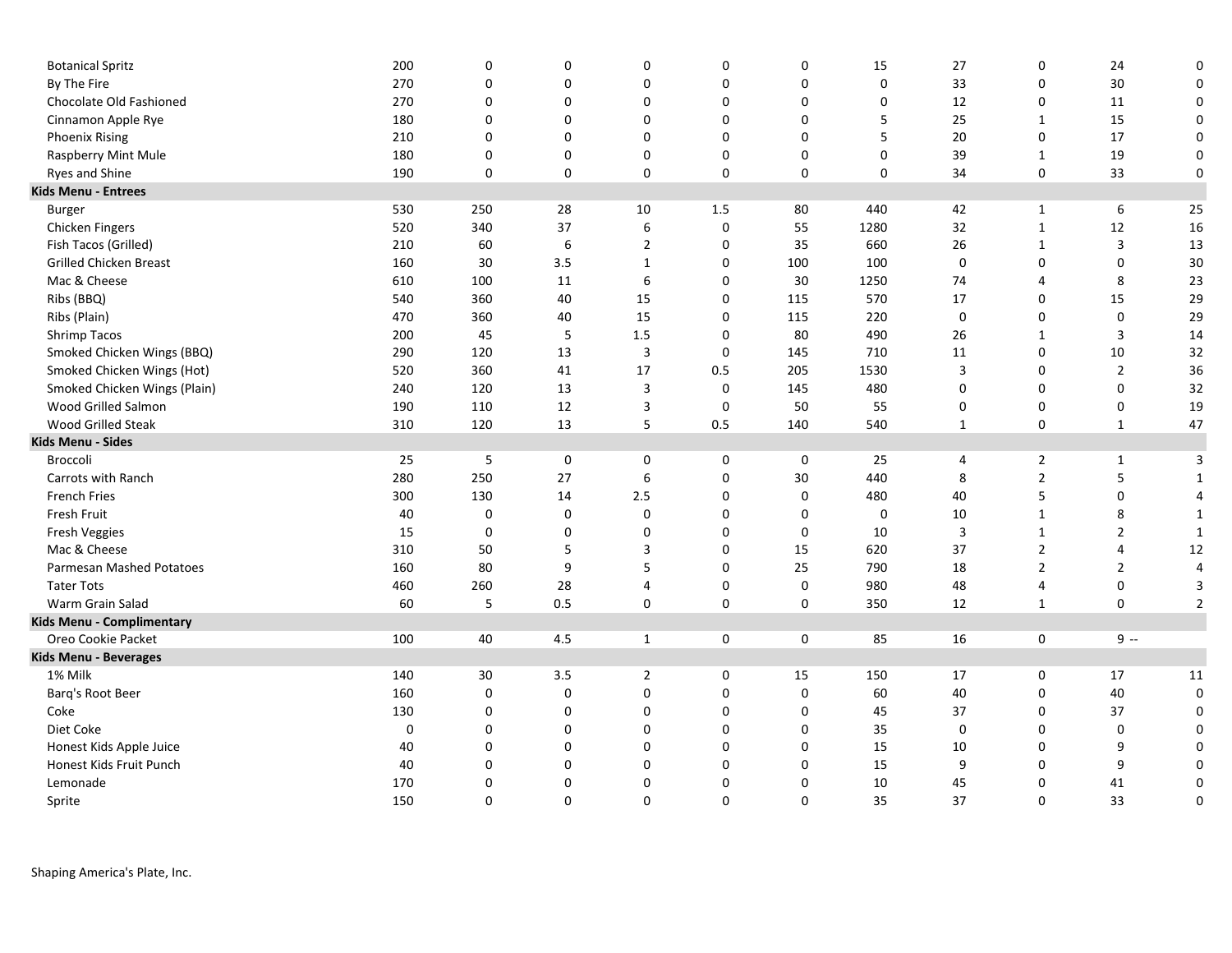| | | | | | | | | | | | |
|---|---|---|---|---|---|---|---|---|---|---|---|
| Botanical Spritz | 200 | 0 | 0 | 0 | 0 | 0 | 15 | 27 | 0 | 24 | 0 |
| By The Fire | 270 | 0 | 0 | 0 | 0 | 0 | 0 | 33 | 0 | 30 | 0 |
| Chocolate Old Fashioned | 270 | 0 | 0 | 0 | 0 | 0 | 0 | 12 | 0 | 11 | 0 |
| Cinnamon Apple Rye | 180 | 0 | 0 | 0 | 0 | 0 | 5 | 25 | 1 | 15 | 0 |
| Phoenix Rising | 210 | 0 | 0 | 0 | 0 | 0 | 5 | 20 | 0 | 17 | 0 |
| Raspberry Mint Mule | 180 | 0 | 0 | 0 | 0 | 0 | 0 | 39 | 1 | 19 | 0 |
| Ryes and Shine | 190 | 0 | 0 | 0 | 0 | 0 | 0 | 34 | 0 | 33 | 0 |
| **Kids Menu - Entrees** | | | | | | | | | | | |
| Burger | 530 | 250 | 28 | 10 | 1.5 | 80 | 440 | 42 | 1 | 6 | 25 |
| Chicken Fingers | 520 | 340 | 37 | 6 | 0 | 55 | 1280 | 32 | 1 | 12 | 16 |
| Fish Tacos (Grilled) | 210 | 60 | 6 | 2 | 0 | 35 | 660 | 26 | 1 | 3 | 13 |
| Grilled Chicken Breast | 160 | 30 | 3.5 | 1 | 0 | 100 | 100 | 0 | 0 | 0 | 30 |
| Mac & Cheese | 610 | 100 | 11 | 6 | 0 | 30 | 1250 | 74 | 4 | 8 | 23 |
| Ribs (BBQ) | 540 | 360 | 40 | 15 | 0 | 115 | 570 | 17 | 0 | 15 | 29 |
| Ribs (Plain) | 470 | 360 | 40 | 15 | 0 | 115 | 220 | 0 | 0 | 0 | 29 |
| Shrimp Tacos | 200 | 45 | 5 | 1.5 | 0 | 80 | 490 | 26 | 1 | 3 | 14 |
| Smoked Chicken Wings (BBQ) | 290 | 120 | 13 | 3 | 0 | 145 | 710 | 11 | 0 | 10 | 32 |
| Smoked Chicken Wings (Hot) | 520 | 360 | 41 | 17 | 0.5 | 205 | 1530 | 3 | 0 | 2 | 36 |
| Smoked Chicken Wings (Plain) | 240 | 120 | 13 | 3 | 0 | 145 | 480 | 0 | 0 | 0 | 32 |
| Wood Grilled Salmon | 190 | 110 | 12 | 3 | 0 | 50 | 55 | 0 | 0 | 0 | 19 |
| Wood Grilled Steak | 310 | 120 | 13 | 5 | 0.5 | 140 | 540 | 1 | 0 | 1 | 47 |
| **Kids Menu - Sides** | | | | | | | | | | | |
| Broccoli | 25 | 5 | 0 | 0 | 0 | 0 | 25 | 4 | 2 | 1 | 3 |
| Carrots with Ranch | 280 | 250 | 27 | 6 | 0 | 30 | 440 | 8 | 2 | 5 | 1 |
| French Fries | 300 | 130 | 14 | 2.5 | 0 | 0 | 480 | 40 | 5 | 0 | 4 |
| Fresh Fruit | 40 | 0 | 0 | 0 | 0 | 0 | 0 | 10 | 1 | 8 | 1 |
| Fresh Veggies | 15 | 0 | 0 | 0 | 0 | 0 | 10 | 3 | 1 | 2 | 1 |
| Mac & Cheese | 310 | 50 | 5 | 3 | 0 | 15 | 620 | 37 | 2 | 4 | 12 |
| Parmesan Mashed Potatoes | 160 | 80 | 9 | 5 | 0 | 25 | 790 | 18 | 2 | 2 | 4 |
| Tater Tots | 460 | 260 | 28 | 4 | 0 | 0 | 980 | 48 | 4 | 0 | 3 |
| Warm Grain Salad | 60 | 5 | 0.5 | 0 | 0 | 0 | 350 | 12 | 1 | 0 | 2 |
| **Kids Menu - Complimentary** | | | | | | | | | | | |
| Oreo Cookie Packet | 100 | 40 | 4.5 | 1 | 0 | 0 | 85 | 16 | 0 | 9 -- | |
| **Kids Menu - Beverages** | | | | | | | | | | | |
| 1% Milk | 140 | 30 | 3.5 | 2 | 0 | 15 | 150 | 17 | 0 | 17 | 11 |
| Barq's Root Beer | 160 | 0 | 0 | 0 | 0 | 0 | 60 | 40 | 0 | 40 | 0 |
| Coke | 130 | 0 | 0 | 0 | 0 | 0 | 45 | 37 | 0 | 37 | 0 |
| Diet Coke | 0 | 0 | 0 | 0 | 0 | 0 | 35 | 0 | 0 | 0 | 0 |
| Honest Kids Apple Juice | 40 | 0 | 0 | 0 | 0 | 0 | 15 | 10 | 0 | 9 | 0 |
| Honest Kids Fruit Punch | 40 | 0 | 0 | 0 | 0 | 0 | 15 | 9 | 0 | 9 | 0 |
| Lemonade | 170 | 0 | 0 | 0 | 0 | 0 | 10 | 45 | 0 | 41 | 0 |
| Sprite | 150 | 0 | 0 | 0 | 0 | 0 | 35 | 37 | 0 | 33 | 0 |

Shaping America's Plate, Inc.